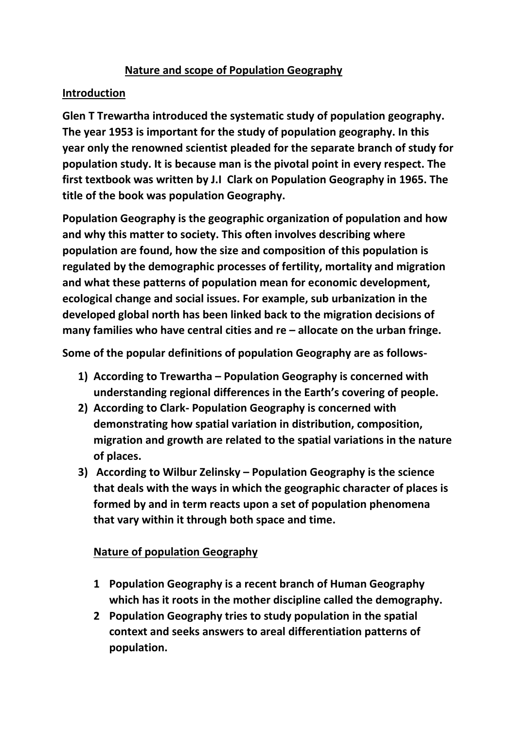## Nature and scope of Population Geography

### Introduction

**Glen T Trewartha introduced the systematic study of population geography. The year 1953 is important for the study of population geography. In this year only the renowned scientist pleaded for the separate branch of study for population study. It is because man is the pivotal point in every respect. The first textbook was written by J.I Clark on Population Geography in 1965. The title of the book was population Geography.**

**Population Geography is the geographic organization of population and how and why this matter to society. This often involves describing where population are found, how the size and composition of this population is regulated by the demographic processes of fertility, mortality and migration and what these patterns of population mean for economic development, ecological change and social issues. For example, sub urbanization in the developed global north has been linked back to the migration decisions of many families who have central cities and re – allocate on the urban fringe.**

**Some of the popular definitions of population Geography are as follows-**

1) **According to Trewartha – Population Geography is concerned with understanding regional differences in the Earth's covering of people.**
2) **According to Clark- Population Geography is concerned with demonstrating how spatial variation in distribution, composition, migration and growth are related to the spatial variations in the nature of places.**
3) **According to Wilbur Zelinsky – Population Geography is the science that deals with the ways in which the geographic character of places is formed by and in term reacts upon a set of population phenomena that vary within it through both space and time.**

### Nature of population Geography

1. **Population Geography is a recent branch of Human Geography which has it roots in the mother discipline called the demography.**
2. **Population Geography tries to study population in the spatial context and seeks answers to areal differentiation patterns of population.**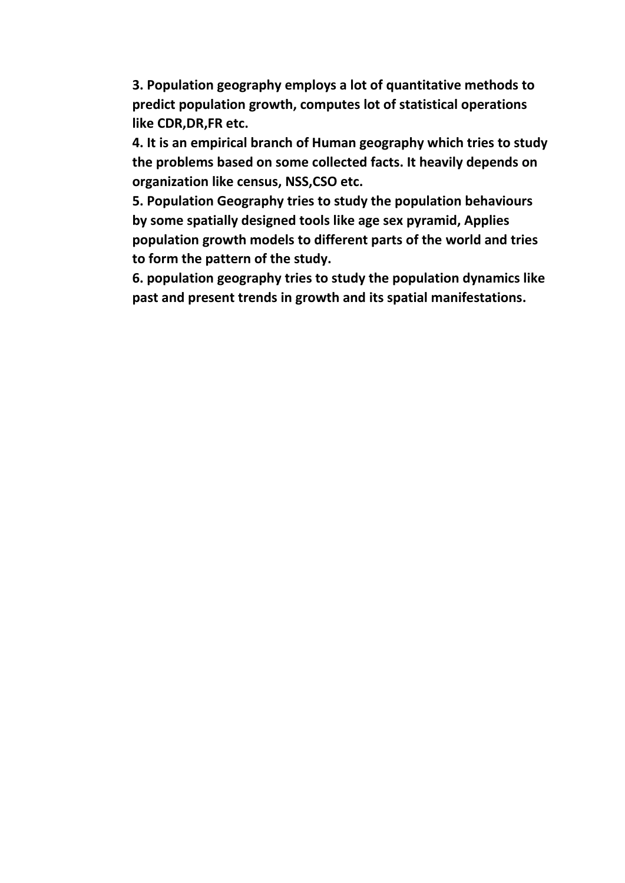**3. Population geography employs a lot of quantitative methods to predict population growth, computes lot of statistical operations like CDR,DR,FR etc.**

**4. It is an empirical branch of Human geography which tries to study the problems based on some collected facts. It heavily depends on organization like census, NSS,CSO etc.**

**5. Population Geography tries to study the population behaviours by some spatially designed tools like age sex pyramid, Applies population growth models to different parts of the world and tries to form the pattern of the study.**

**6. population geography tries to study the population dynamics like past and present trends in growth and its spatial manifestations.**